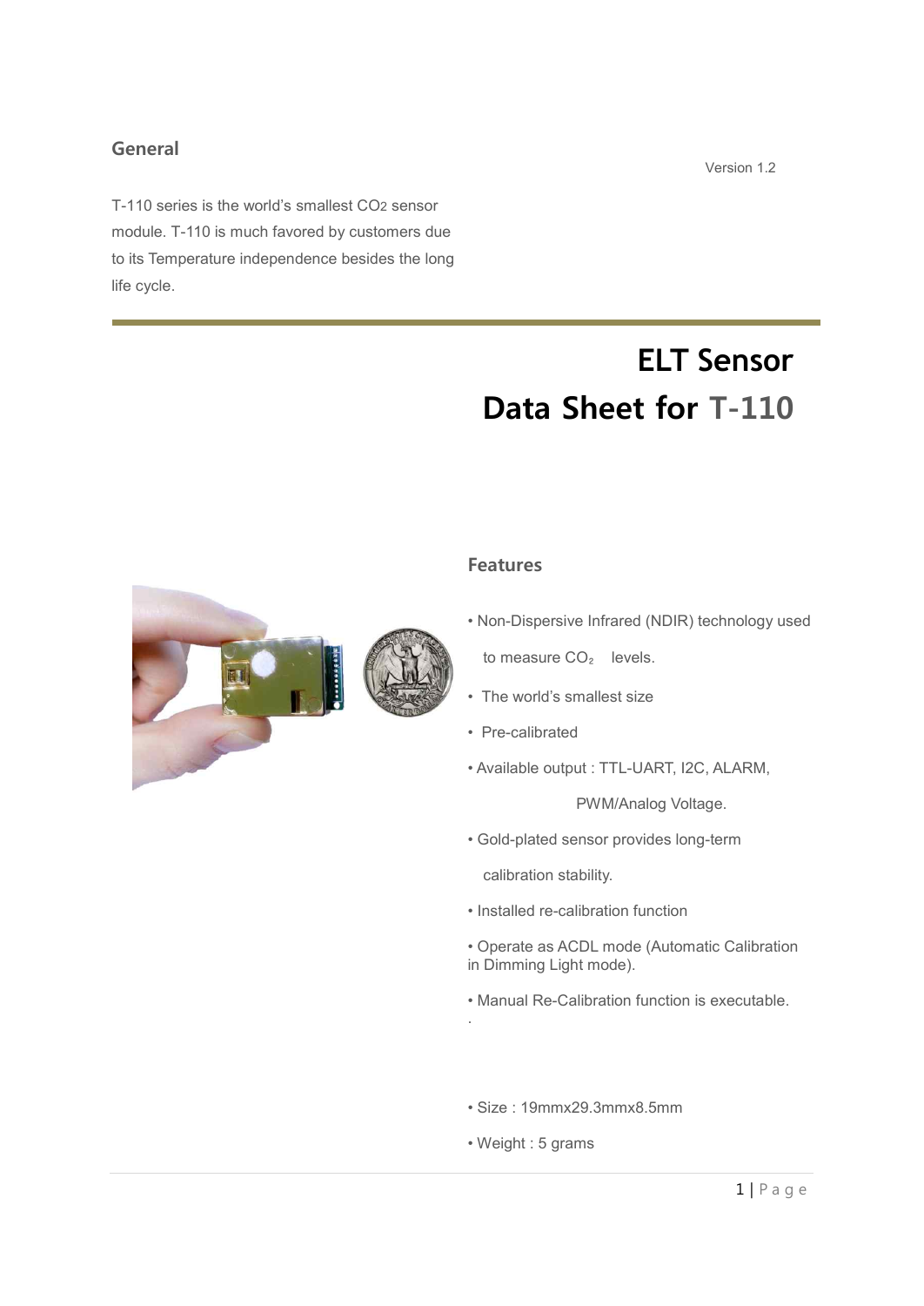## General

Version 1.2

T-110 series is the world's smallest $CO_2$ sensor module. T-110 is much favored by customers due to its Temperature independence besides the long life cycle.

# ELT Sensor
# Data Sheet for T-110

## Features

- Non-Dispersive Infrared (NDIR) technology used to measure $CO_2$ levels.
- The world's smallest size
- Pre-calibrated
- Available output : TTL-UART, I2C, ALARM, PWM/Analog Voltage.
- Gold-plated sensor provides long-term calibration stability.
- Installed re-calibration function
- Operate as ACDL mode (Automatic Calibration in Dimming Light mode).
- Manual Re-Calibration function is executable.
- Size : 19mmx29.3mmx8.5mm
- Weight : 5 grams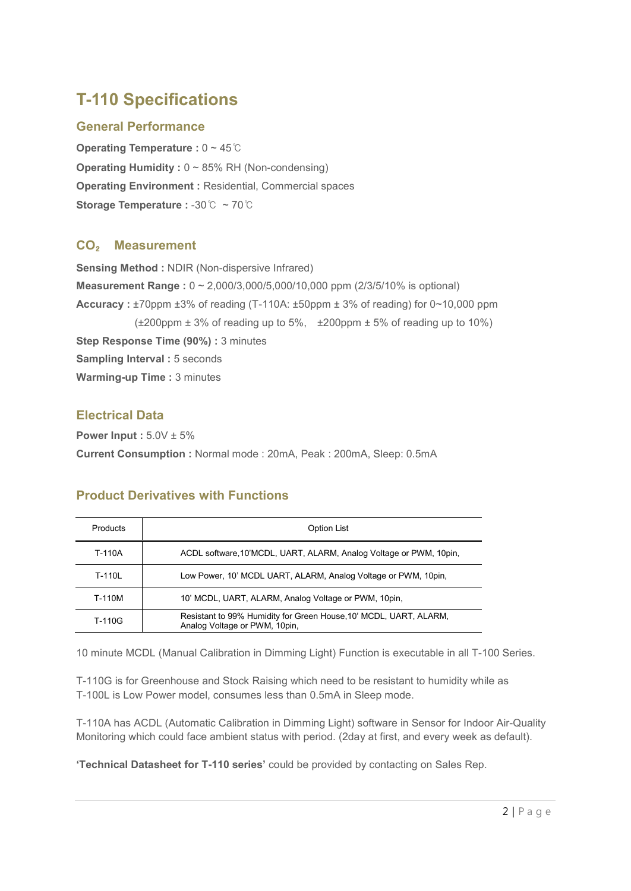# T-110 Specifications

## General Performance

**Operating Temperature :** 0 ~ 45℃

**Operating Humidity :** 0 ~ 85% RH (Non-condensing)

**Operating Environment :** Residential, Commercial spaces

**Storage Temperature :** -30℃ ~ 70℃

## $CO_2$ Measurement

**Sensing Method :** NDIR (Non-dispersive Infrared)

**Measurement Range :** 0 ~ 2,000/3,000/5,000/10,000 ppm (2/3/5/10% is optional)

**Accuracy :** ±70ppm ±3% of reading (T-110A: ±50ppm ± 3% of reading) for 0~10,000 ppm
(±200ppm ± 3% of reading up to 5%, ±200ppm ± 5% of reading up to 10%)

**Step Response Time (90%) :** 3 minutes

**Sampling Interval :** 5 seconds

**Warming-up Time :** 3 minutes

## Electrical Data

**Power Input :** 5.0V ± 5%

**Current Consumption :** Normal mode : 20mA, Peak : 200mA, Sleep: 0.5mA

## Product Derivatives with Functions

| Products | Option List |
|---|---|
| T-110A | ACDL software,10'MCDL, UART, ALARM, Analog Voltage or PWM, 10pin, |
| T-110L | Low Power, 10' MCDL UART, ALARM, Analog Voltage or PWM, 10pin, |
| T-110M | 10' MCDL, UART, ALARM, Analog Voltage or PWM, 10pin, |
| T-110G | Resistant to 99% Humidity for Green House,10' MCDL, UART, ALARM, Analog Voltage or PWM, 10pin, |

10 minute MCDL (Manual Calibration in Dimming Light) Function is executable in all T-100 Series.

T-110G is for Greenhouse and Stock Raising which need to be resistant to humidity while as T-100L is Low Power model, consumes less than 0.5mA in Sleep mode.

T-110A has ACDL (Automatic Calibration in Dimming Light) software in Sensor for Indoor Air-Quality Monitoring which could face ambient status with period. (2day at first, and every week as default).

**'Technical Datasheet for T-110 series'** could be provided by contacting on Sales Rep.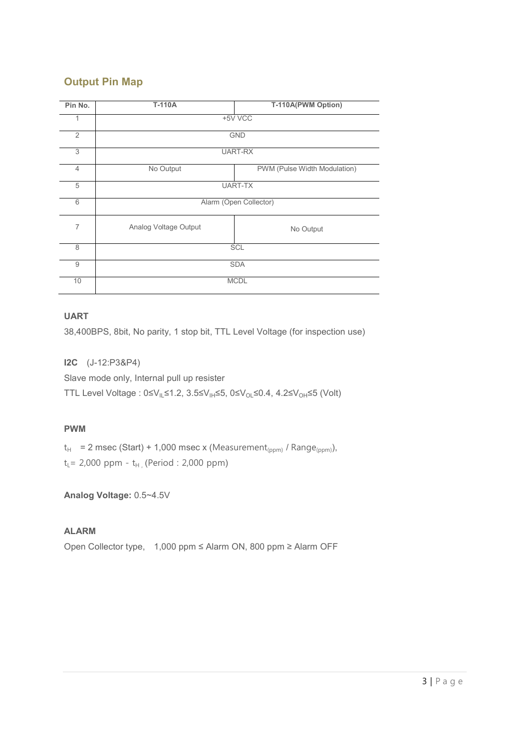## Output Pin Map

| Pin No. | T-110A | T-110A(PWM Option) |
|---|---|---|
| 1 | +5V VCC | |
| 2 | GND | |
| 3 | UART-RX | |
| 4 | No Output | PWM (Pulse Width Modulation) |
| 5 | UART-TX | |
| 6 | Alarm (Open Collector) | |
| 7 | Analog Voltage Output | No Output |
| 8 | SCL | |
| 9 | SDA | |
| 10 | MCDL | |

**UART**

38,400BPS, 8bit, No parity, 1 stop bit, TTL Level Voltage (for inspection use)

**I2C** (J-12:P3&P4)

Slave mode only, Internal pull up resister

TTL Level Voltage : $0 \le V_{IL} \le 1.2$, $3.5 \le V_{IH} \le 5$, $0 \le V_{OL} \le 0.4$, $4.2 \le V_{OH} \le 5$ (Volt)

**PWM**

$t_H$ = 2 msec (Start) + 1,000 msec x (Measurement$_{(ppm)}$ / Range$_{(ppm)}$),

$t_L$ = 2,000 ppm - $t_H$ , (Period : 2,000 ppm)

**Analog Voltage:** 0.5~4.5V

**ALARM**

Open Collector type, 1,000 ppm ≤ Alarm ON, 800 ppm ≥ Alarm OFF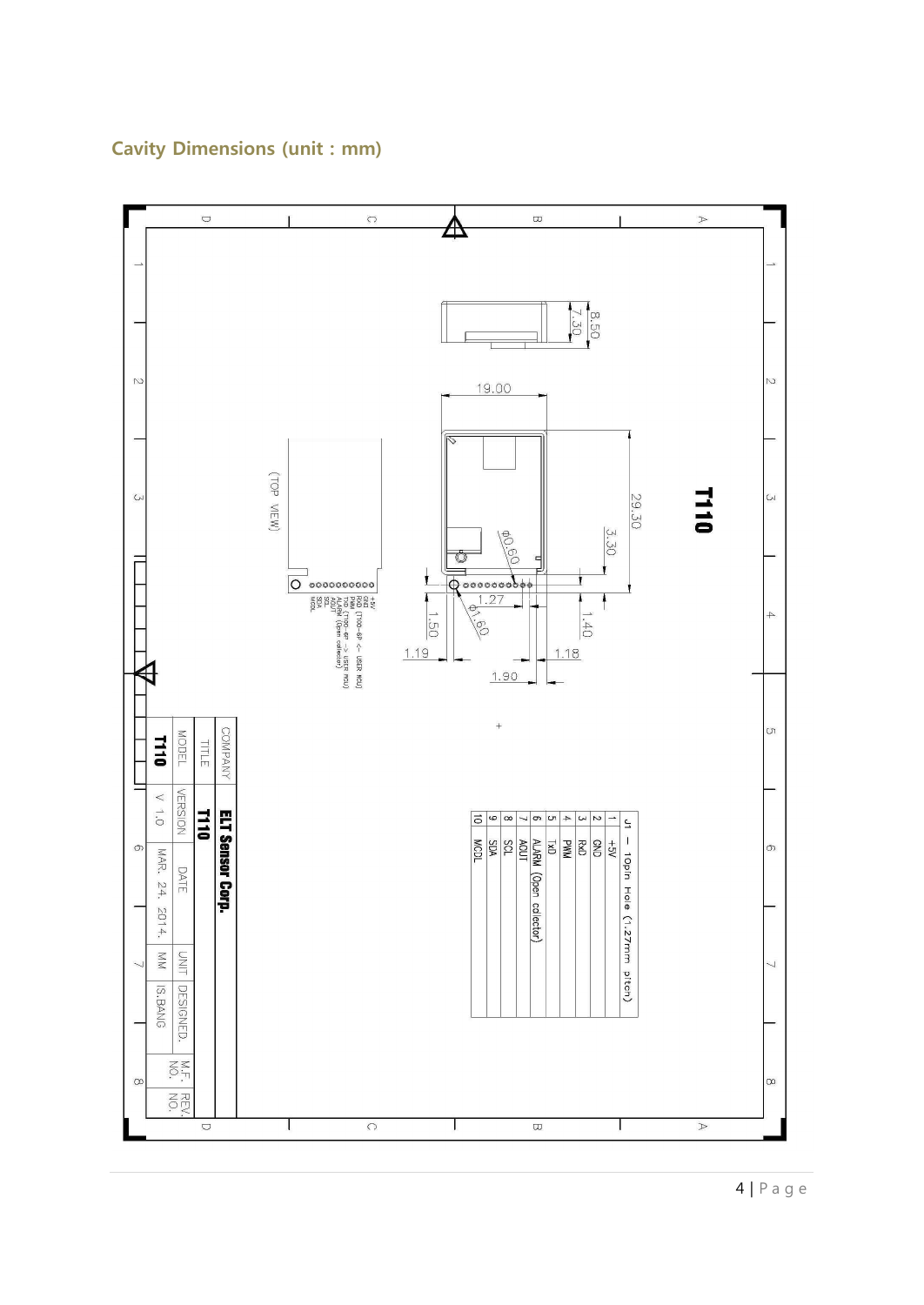## Cavity Dimensions (unit : mm)

T110

(TOP VIEW)

+5V
GND
RXD
TXD
PWM (T100-6P <- USER MCU)
TXD (T100-6P -> USER MCU)
ALARM (Open collector)
AOUT
SCL
SDA
MCDL

Dimensions: 8.50, 7.30, 19.00, 29.30, 3.30, Φ0.60, 1.27, Φ1.60, 1.50, 1.40, 1.19, 1.18, 1.90

| J1 – 10pin Hole (1.27mm pitch) | |
|---|---|
| 1 | +5V |
| 2 | GND |
| 3 | RxD |
| 4 | PWM |
| 5 | TxD |
| 6 | ALARM (Open collector) |
| 7 | AOUT |
| 8 | SCL |
| 9 | SDA |
| 10 | MCDL |

| COMPANY | ELT Sensor Corp. | | | | |
|---|---|---|---|---|---|
| TITLE | T110 | | | | |
| MODEL | VERSION | DATE | UNIT | DESIGNED | M.F. NO. | REV. NO. |
| T110 | V 1.0 | MAR. 24. 2014. | MM | IS.BANG | | |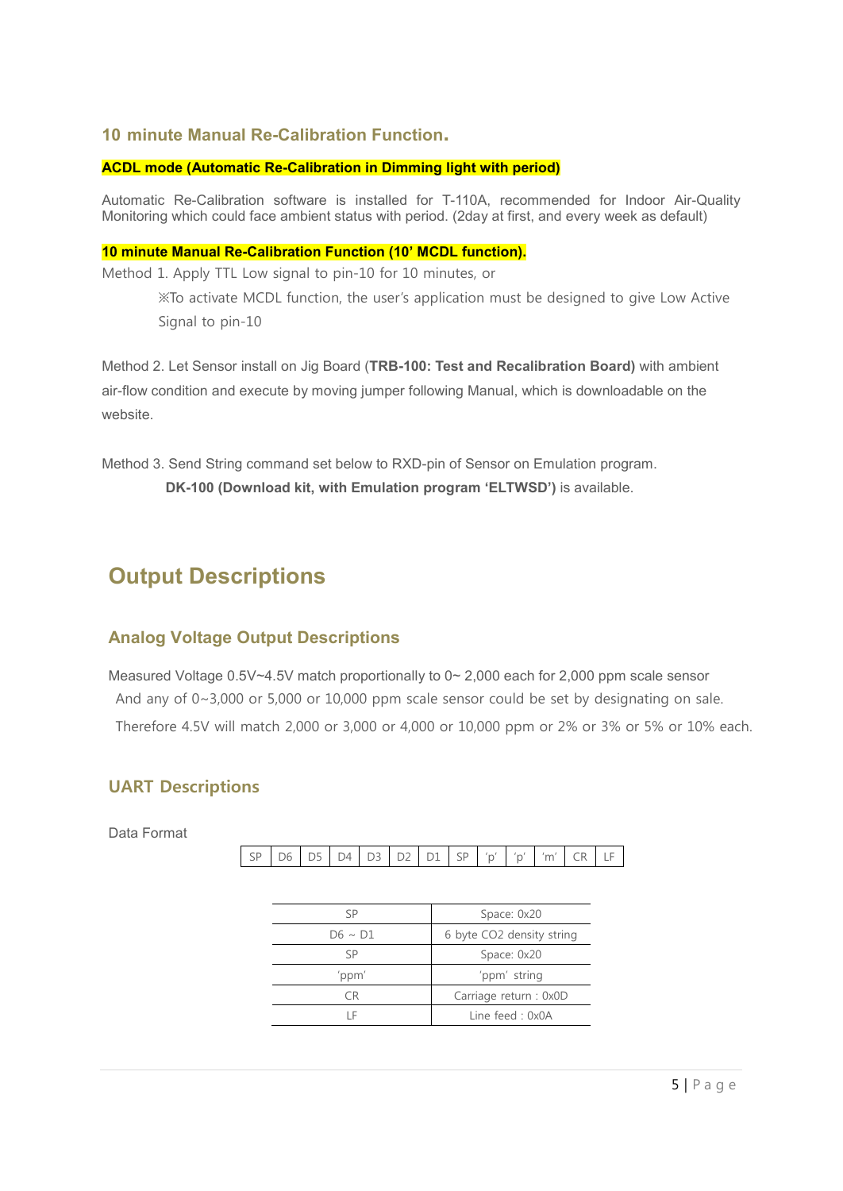### 10 minute Manual Re-Calibration Function.

**ACDL mode (Automatic Re-Calibration in Dimming light with period)**

Automatic Re-Calibration software is installed for T-110A, recommended for Indoor Air-Quality Monitoring which could face ambient status with period. (2day at first, and every week as default)

**10 minute Manual Re-Calibration Function (10' MCDL function).**

Method 1. Apply TTL Low signal to pin-10 for 10 minutes, or

> ※To activate MCDL function, the user's application must be designed to give Low Active Signal to pin-10

Method 2. Let Sensor install on Jig Board (**TRB-100: Test and Recalibration Board)** with ambient air-flow condition and execute by moving jumper following Manual, which is downloadable on the website.

Method 3. Send String command set below to RXD-pin of Sensor on Emulation program.

> **DK-100 (Download kit, with Emulation program 'ELTWSD')** is available.

## Output Descriptions

### Analog Voltage Output Descriptions

Measured Voltage 0.5V~4.5V match proportionally to 0~ 2,000 each for 2,000 ppm scale sensor
And any of 0~3,000 or 5,000 or 10,000 ppm scale sensor could be set by designating on sale.
Therefore 4.5V will match 2,000 or 3,000 or 4,000 or 10,000 ppm or 2% or 3% or 5% or 10% each.

### UART Descriptions

Data Format

| SP | D6 | D5 | D4 | D3 | D2 | D1 | SP | 'p' | 'p' | 'm' | CR | LF |
|---|---|---|---|---|---|---|---|---|---|---|---|---|

| SP | Space: 0x20 |
|---|---|
| D6 ~ D1 | 6 byte CO2 density string |
| SP | Space: 0x20 |
| 'ppm' | 'ppm' string |
| CR | Carriage return : 0x0D |
| LF | Line feed : 0x0A |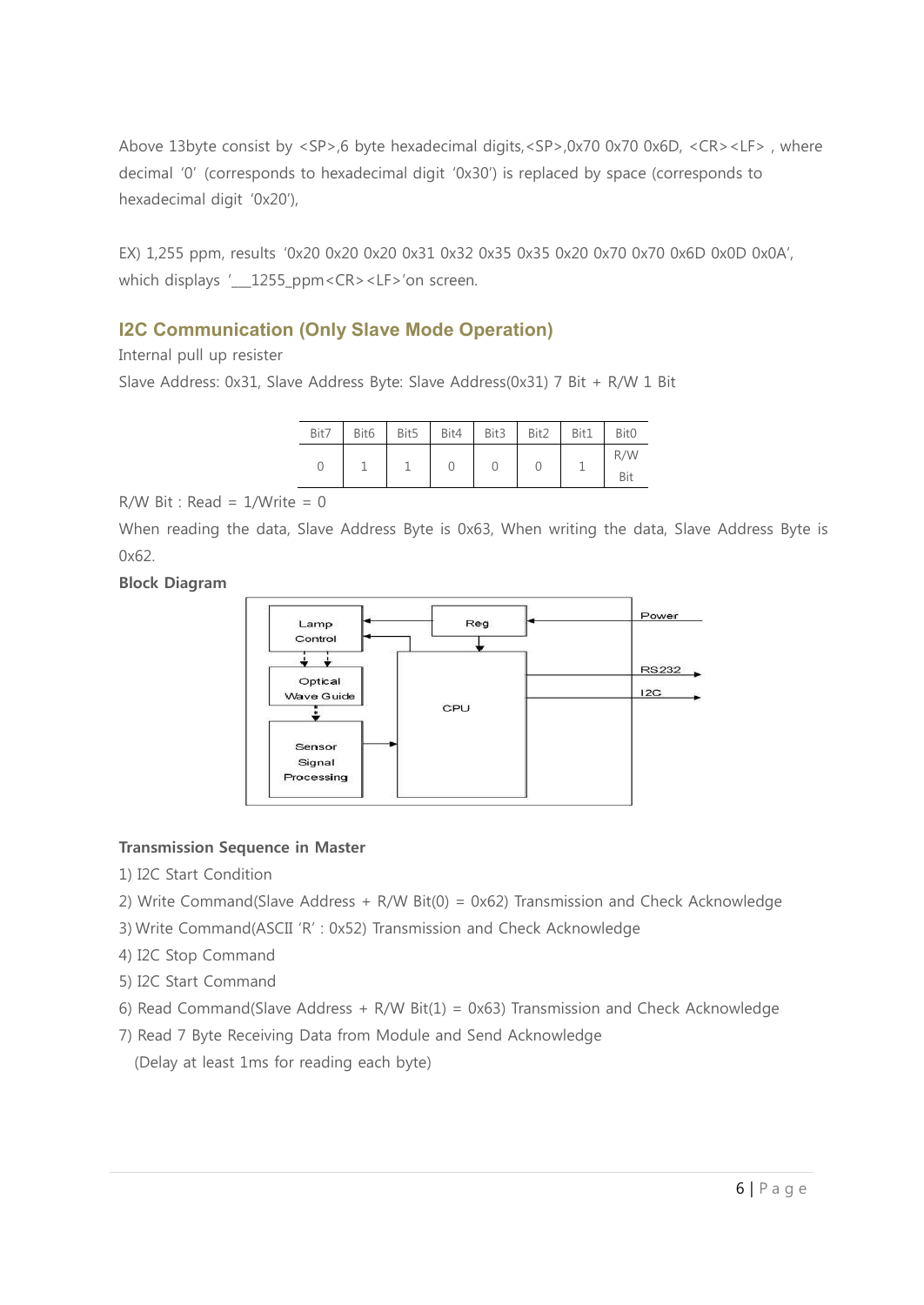Above 13byte consist by <SP>,6 byte hexadecimal digits,<SP>,0x70 0x70 0x6D, <CR><LF> , where decimal '0' (corresponds to hexadecimal digit '0x30') is replaced by space (corresponds to hexadecimal digit '0x20'),

EX) 1,255 ppm, results '0x20 0x20 0x20 0x31 0x32 0x35 0x35 0x20 0x70 0x70 0x6D 0x0D 0x0A', which displays '___1255_ppm<CR><LF>'on screen.

## I2C Communication (Only Slave Mode Operation)

Internal pull up resister

Slave Address: 0x31, Slave Address Byte: Slave Address(0x31) 7 Bit + R/W 1 Bit

| Bit7 | Bit6 | Bit5 | Bit4 | Bit3 | Bit2 | Bit1 | Bit0 |
|---|---|---|---|---|---|---|---|
| 0 | 1 | 1 | 0 | 0 | 0 | 1 | R/W Bit |

R/W Bit : Read = 1/Write = 0

When reading the data, Slave Address Byte is 0x63, When writing the data, Slave Address Byte is 0x62.

**Block Diagram**

Lamp Control | Reg | Power | Optical Wave Guide | CPU | RS232 | I2C | Sensor Signal Processing

**Transmission Sequence in Master**

1) I2C Start Condition
2) Write Command(Slave Address + R/W Bit(0) = 0x62) Transmission and Check Acknowledge
3) Write Command(ASCII 'R' : 0x52) Transmission and Check Acknowledge
4) I2C Stop Command
5) I2C Start Command
6) Read Command(Slave Address + R/W Bit(1) = 0x63) Transmission and Check Acknowledge
7) Read 7 Byte Receiving Data from Module and Send Acknowledge
   (Delay at least 1ms for reading each byte)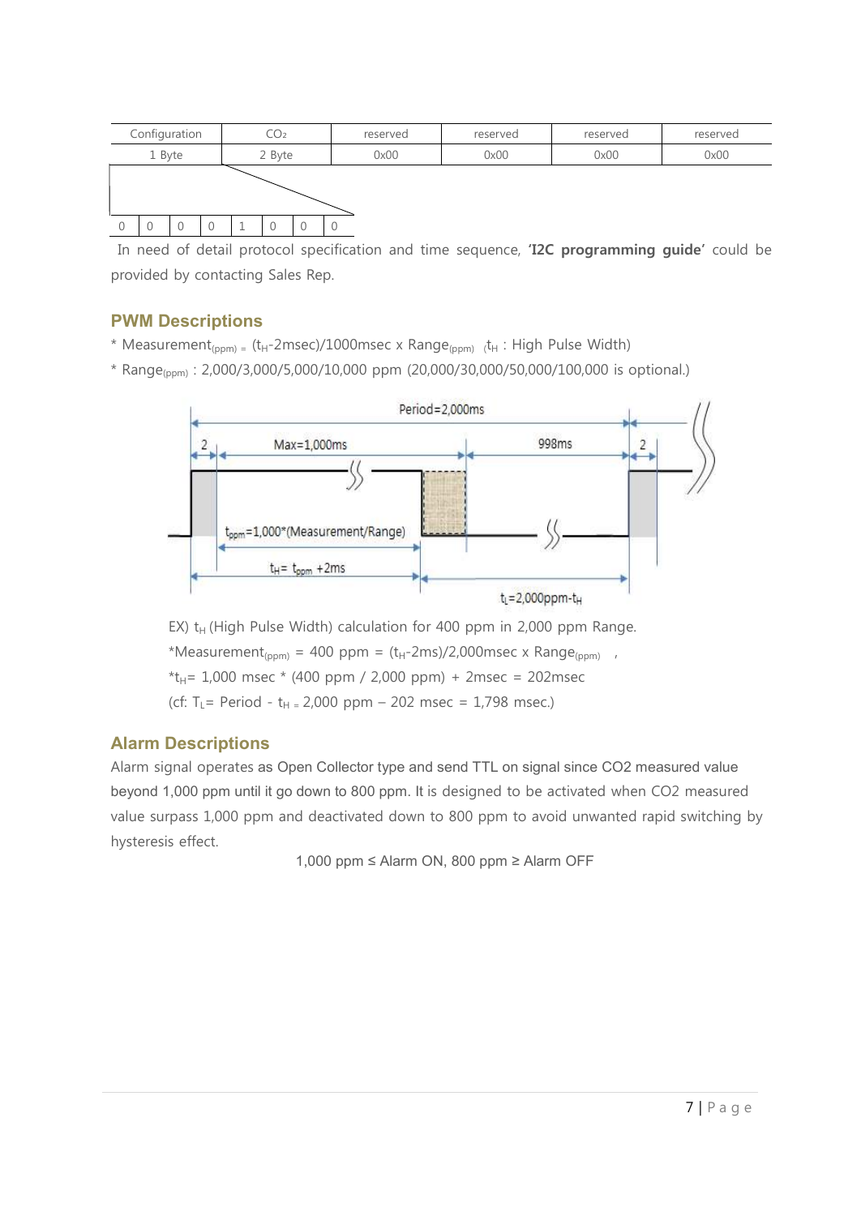| Configuration | $CO_2$ | reserved | reserved | reserved | reserved |
|---|---|---|---|---|---|
| 1 Byte | 2 Byte | 0x00 | 0x00 | 0x00 | 0x00 |

| 0 | 0 | 0 | 0 | 1 | 0 | 0 | 0 |
|---|---|---|---|---|---|---|---|

In need of detail protocol specification and time sequence, '**I2C programming guide**' could be provided by contacting Sales Rep.

## PWM Descriptions

* Measurement$_{(ppm)}$ = ($t_H$-2msec)/1000msec x Range$_{(ppm)}$ ($t_H$ : High Pulse Width)
* Range$_{(ppm)}$ : 2,000/3,000/5,000/10,000 ppm (20,000/30,000/50,000/100,000 is optional.)

Period=2,000ms

2 Max=1,000ms 998ms 2

$t_{ppm}$=1,000*(Measurement/Range)

$t_H$= $t_{ppm}$ +2ms

$t_L$=2,000ppm-$t_H$

EX) $t_H$ (High Pulse Width) calculation for 400 ppm in 2,000 ppm Range.

*Measurement$_{(ppm)}$ = 400 ppm = ($t_H$-2ms)/2,000msec x Range$_{(ppm)}$ ,

*$t_H$= 1,000 msec * (400 ppm / 2,000 ppm) + 2msec = 202msec

(cf: $T_L$= Period - $t_H$ = 2,000 ppm – 202 msec = 1,798 msec.)

## Alarm Descriptions

Alarm signal operates as Open Collector type and send TTL on signal since CO2 measured value beyond 1,000 ppm until it go down to 800 ppm. It is designed to be activated when CO2 measured value surpass 1,000 ppm and deactivated down to 800 ppm to avoid unwanted rapid switching by hysteresis effect.

1,000 ppm ≤ Alarm ON, 800 ppm ≥ Alarm OFF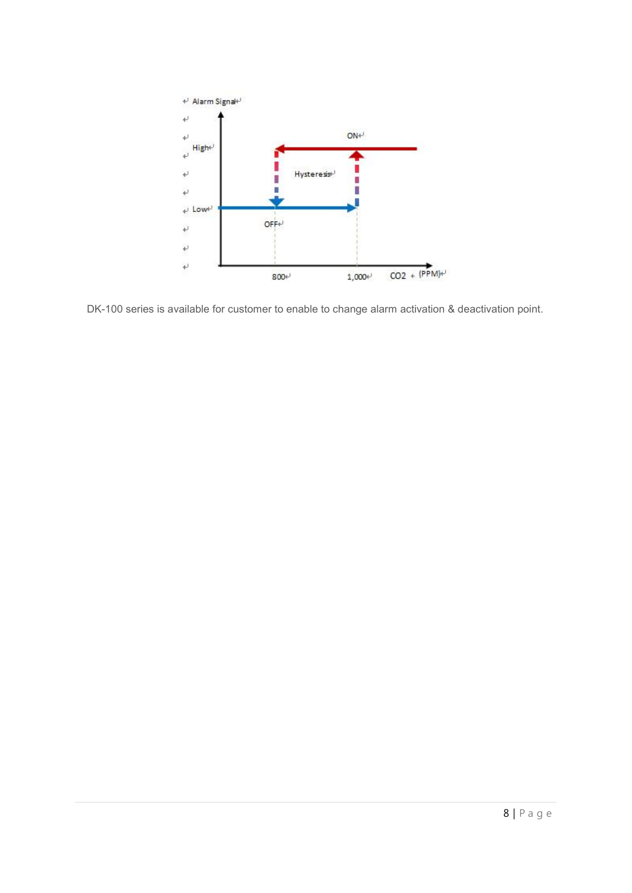DK-100 series is available for customer to enable to change alarm activation & deactivation point.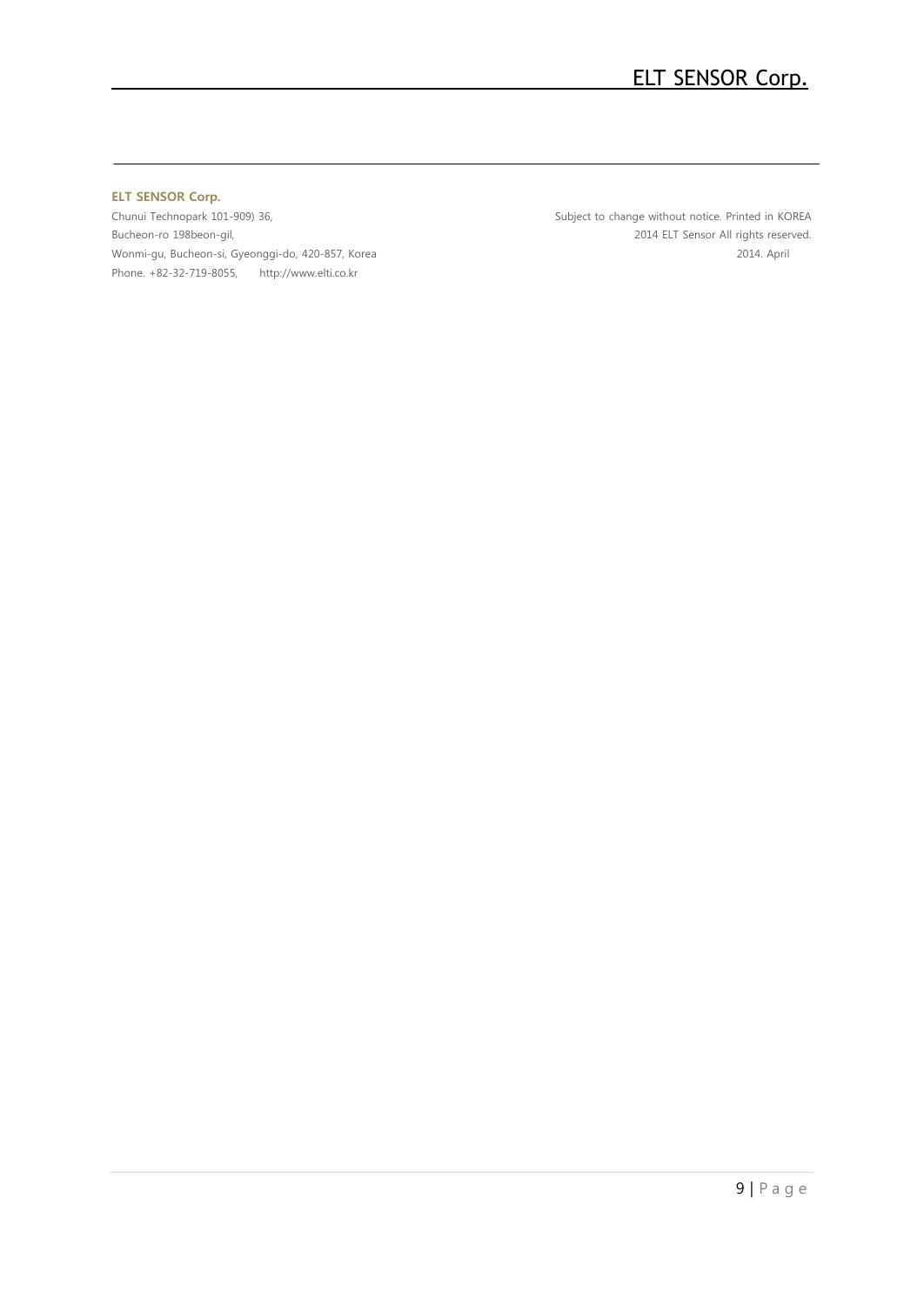**ELT SENSOR Corp.**

Chunui Technopark 101-909) 36,
Bucheon-ro 198beon-gil,
Wonmi-gu, Bucheon-si, Gyeonggi-do, 420-857, Korea
Phone. +82-32-719-8055, http://www.elti.co.kr

Subject to change without notice. Printed in KOREA
2014 ELT Sensor All rights reserved.
2014. April